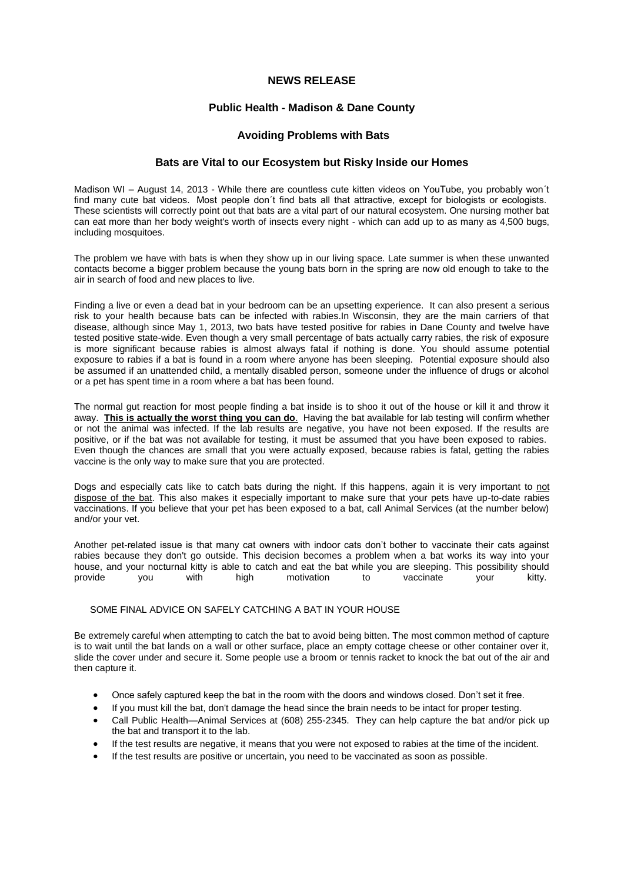# NEWS RELEASE

## Public Health - Madison & Dane County

## Avoiding Problems with Bats

### Bats are Vital to our Ecosystem but Risky Inside our Homes

Madison WI – August 14, 2013 - While there are countless cute kitten videos on YouTube, you probably won´t find many cute bat videos. Most people don´t find bats all that attractive, except for biologists or ecologists. These scientists will correctly point out that bats are a vital part of our natural ecosystem. One nursing mother bat can eat more than her body weight's worth of insects every night - which can add up to as many as 4,500 bugs, including mosquitoes.

The problem we have with bats is when they show up in our living space. Late summer is when these unwanted contacts become a bigger problem because the young bats born in the spring are now old enough to take to the air in search of food and new places to live.

Finding a live or even a dead bat in your bedroom can be an upsetting experience. It can also present a serious risk to your health because bats can be infected with rabies.In Wisconsin, they are the main carriers of that disease, although since May 1, 2013, two bats have tested positive for rabies in Dane County and twelve have tested positive state-wide. Even though a very small percentage of bats actually carry rabies, the risk of exposure is more significant because rabies is almost always fatal if nothing is done. You should assume potential exposure to rabies if a bat is found in a room where anyone has been sleeping. Potential exposure should also be assumed if an unattended child, a mentally disabled person, someone under the influence of drugs or alcohol or a pet has spent time in a room where a bat has been found.

The normal gut reaction for most people finding a bat inside is to shoo it out of the house or kill it and throw it away. **This is actually the worst thing you can do**. Having the bat available for lab testing will confirm whether or not the animal was infected. If the lab results are negative, you have not been exposed. If the results are positive, or if the bat was not available for testing, it must be assumed that you have been exposed to rabies. Even though the chances are small that you were actually exposed, because rabies is fatal, getting the rabies vaccine is the only way to make sure that you are protected.

Dogs and especially cats like to catch bats during the night. If this happens, again it is very important to not dispose of the bat. This also makes it especially important to make sure that your pets have up-to-date rabies vaccinations. If you believe that your pet has been exposed to a bat, call Animal Services (at the number below) and/or your vet.

Another pet-related issue is that many cat owners with indoor cats don't bother to vaccinate their cats against rabies because they don't go outside. This decision becomes a problem when a bat works its way into your house, and your nocturnal kitty is able to catch and eat the bat while you are sleeping. This possibility should provide you with high motivation to vaccinate your kitty.

SOME FINAL ADVICE ON SAFELY CATCHING A BAT IN YOUR HOUSE

Be extremely careful when attempting to catch the bat to avoid being bitten. The most common method of capture is to wait until the bat lands on a wall or other surface, place an empty cottage cheese or other container over it, slide the cover under and secure it. Some people use a broom or tennis racket to knock the bat out of the air and then capture it.

- Once safely captured keep the bat in the room with the doors and windows closed. Don't set it free.
- If you must kill the bat, don't damage the head since the brain needs to be intact for proper testing.
- Call Public Health—Animal Services at (608) 255-2345. They can help capture the bat and/or pick up the bat and transport it to the lab.
- If the test results are negative, it means that you were not exposed to rabies at the time of the incident.
- If the test results are positive or uncertain, you need to be vaccinated as soon as possible.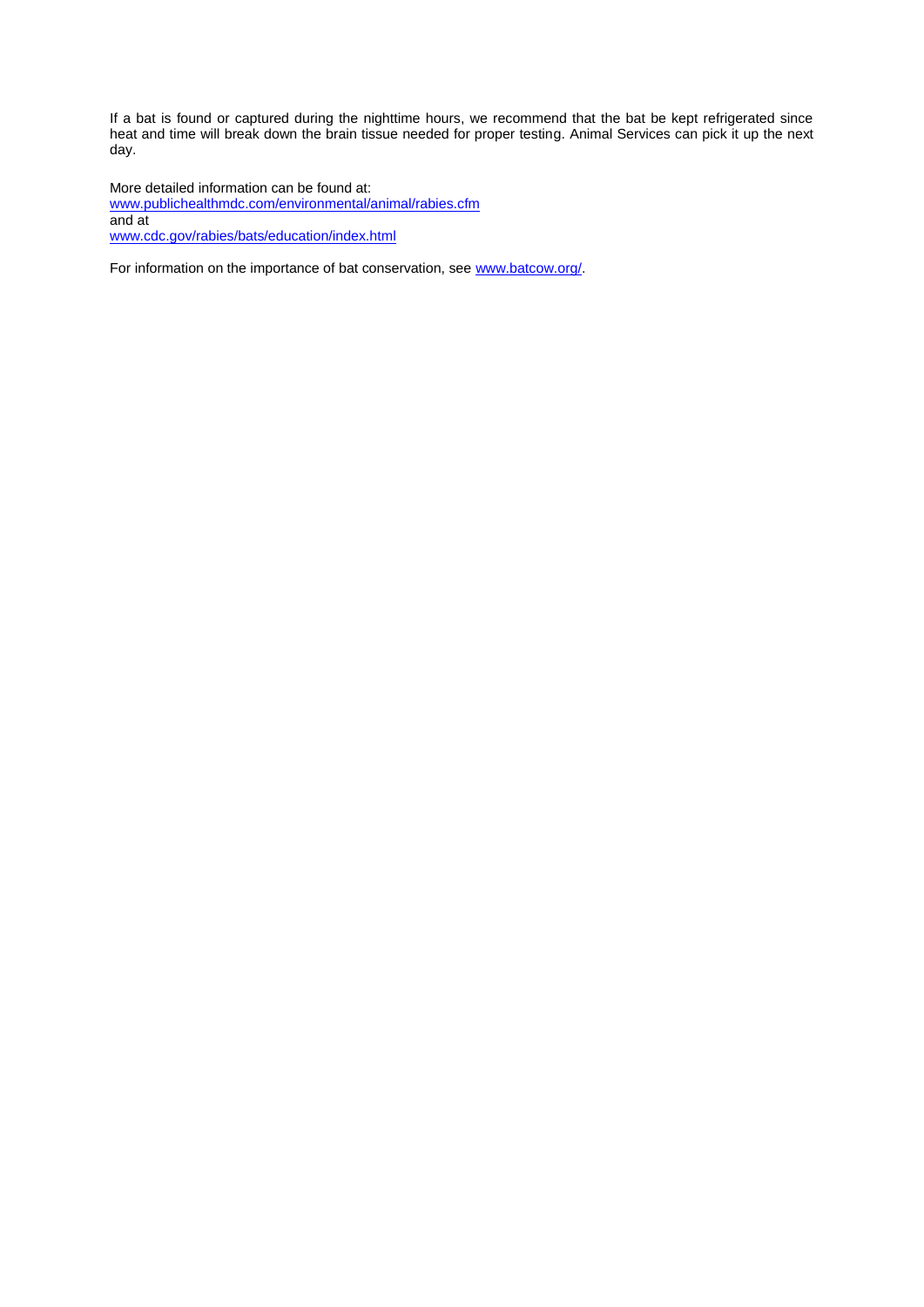If a bat is found or captured during the nighttime hours, we recommend that the bat be kept refrigerated since heat and time will break down the brain tissue needed for proper testing. Animal Services can pick it up the next day.

More detailed information can be found at:
[www.publichealthmdc.com/environmental/animal/rabies.cfm](www.publichealthmdc.com/environmental/animal/rabies.cfm)
and at
[www.cdc.gov/rabies/bats/education/index.html](www.cdc.gov/rabies/bats/education/index.html)

For information on the importance of bat conservation, see [www.batcow.org/](www.batcow.org/).